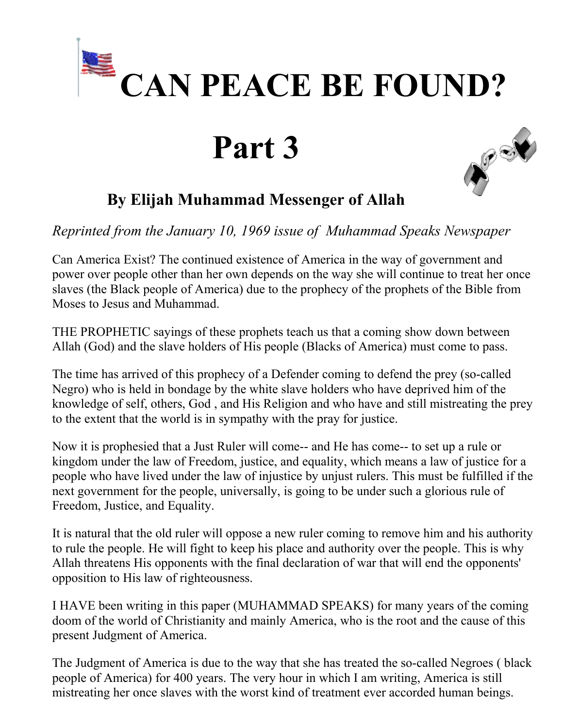# CAN PEACE BE FOUND?

# Part 3

### By Elijah Muhammad Messenger of Allah

*Reprinted from the January 10, 1969 issue of Muhammad Speaks Newspaper*

Can America Exist? The continued existence of America in the way of government and power over people other than her own depends on the way she will continue to treat her once slaves (the Black people of America) due to the prophecy of the prophets of the Bible from Moses to Jesus and Muhammad.

THE PROPHETIC sayings of these prophets teach us that a coming show down between Allah (God) and the slave holders of His people (Blacks of America) must come to pass.

The time has arrived of this prophecy of a Defender coming to defend the prey (so-called Negro) who is held in bondage by the white slave holders who have deprived him of the knowledge of self, others, God , and His Religion and who have and still mistreating the prey to the extent that the world is in sympathy with the pray for justice.

Now it is prophesied that a Just Ruler will come-- and He has come-- to set up a rule or kingdom under the law of Freedom, justice, and equality, which means a law of justice for a people who have lived under the law of injustice by unjust rulers. This must be fulfilled if the next government for the people, universally, is going to be under such a glorious rule of Freedom, Justice, and Equality.

It is natural that the old ruler will oppose a new ruler coming to remove him and his authority to rule the people. He will fight to keep his place and authority over the people. This is why Allah threatens His opponents with the final declaration of war that will end the opponents' opposition to His law of righteousness.

I HAVE been writing in this paper (MUHAMMAD SPEAKS) for many years of the coming doom of the world of Christianity and mainly America, who is the root and the cause of this present Judgment of America.

The Judgment of America is due to the way that she has treated the so-called Negroes ( black people of America) for 400 years. The very hour in which I am writing, America is still mistreating her once slaves with the worst kind of treatment ever accorded human beings.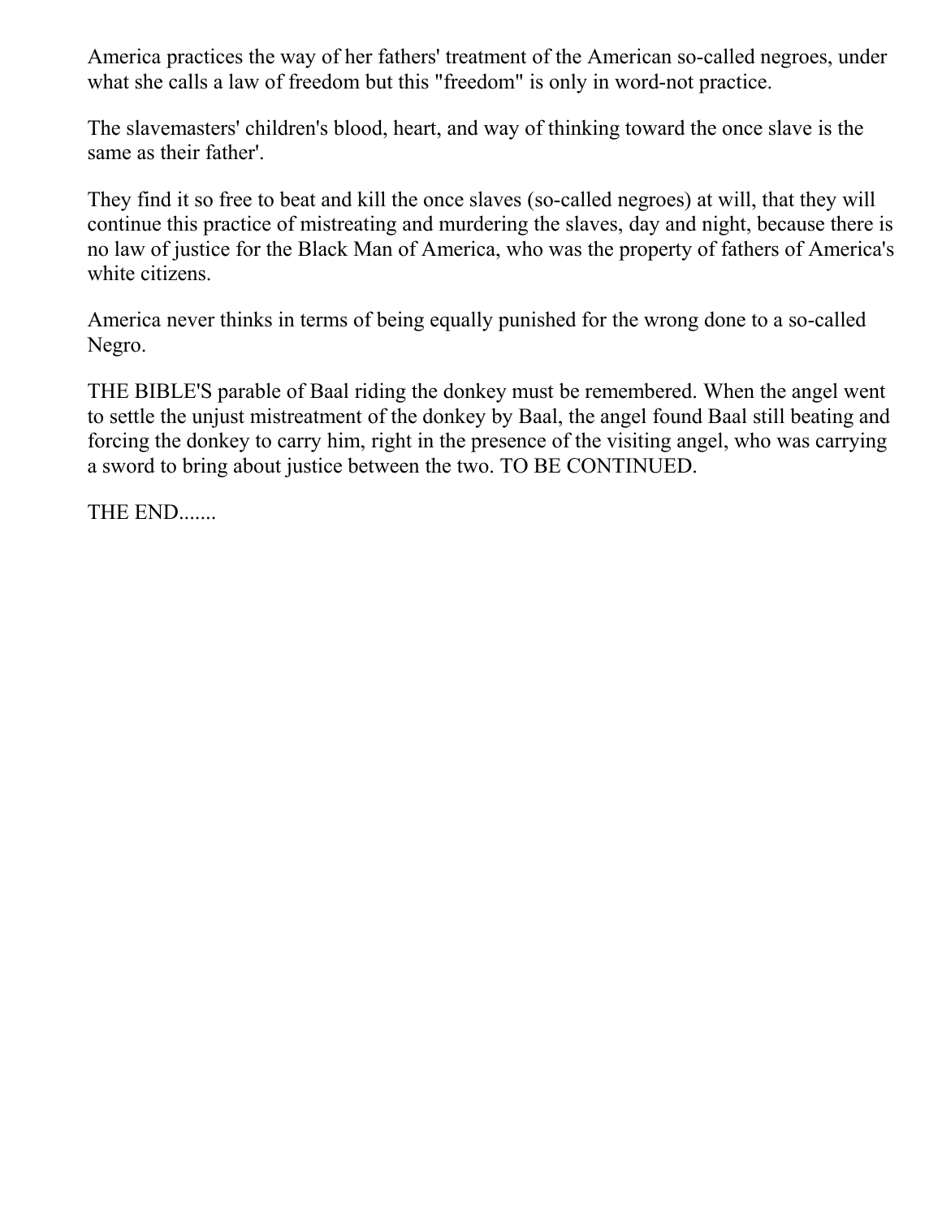America practices the way of her fathers' treatment of the American so-called negroes, under what she calls a law of freedom but this "freedom" is only in word-not practice.

The slavemasters' children's blood, heart, and way of thinking toward the once slave is the same as their father'.

They find it so free to beat and kill the once slaves (so-called negroes) at will, that they will continue this practice of mistreating and murdering the slaves, day and night, because there is no law of justice for the Black Man of America, who was the property of fathers of America's white citizens.

America never thinks in terms of being equally punished for the wrong done to a so-called Negro.

THE BIBLE'S parable of Baal riding the donkey must be remembered. When the angel went to settle the unjust mistreatment of the donkey by Baal, the angel found Baal still beating and forcing the donkey to carry him, right in the presence of the visiting angel, who was carrying a sword to bring about justice between the two. TO BE CONTINUED.

THE END.......